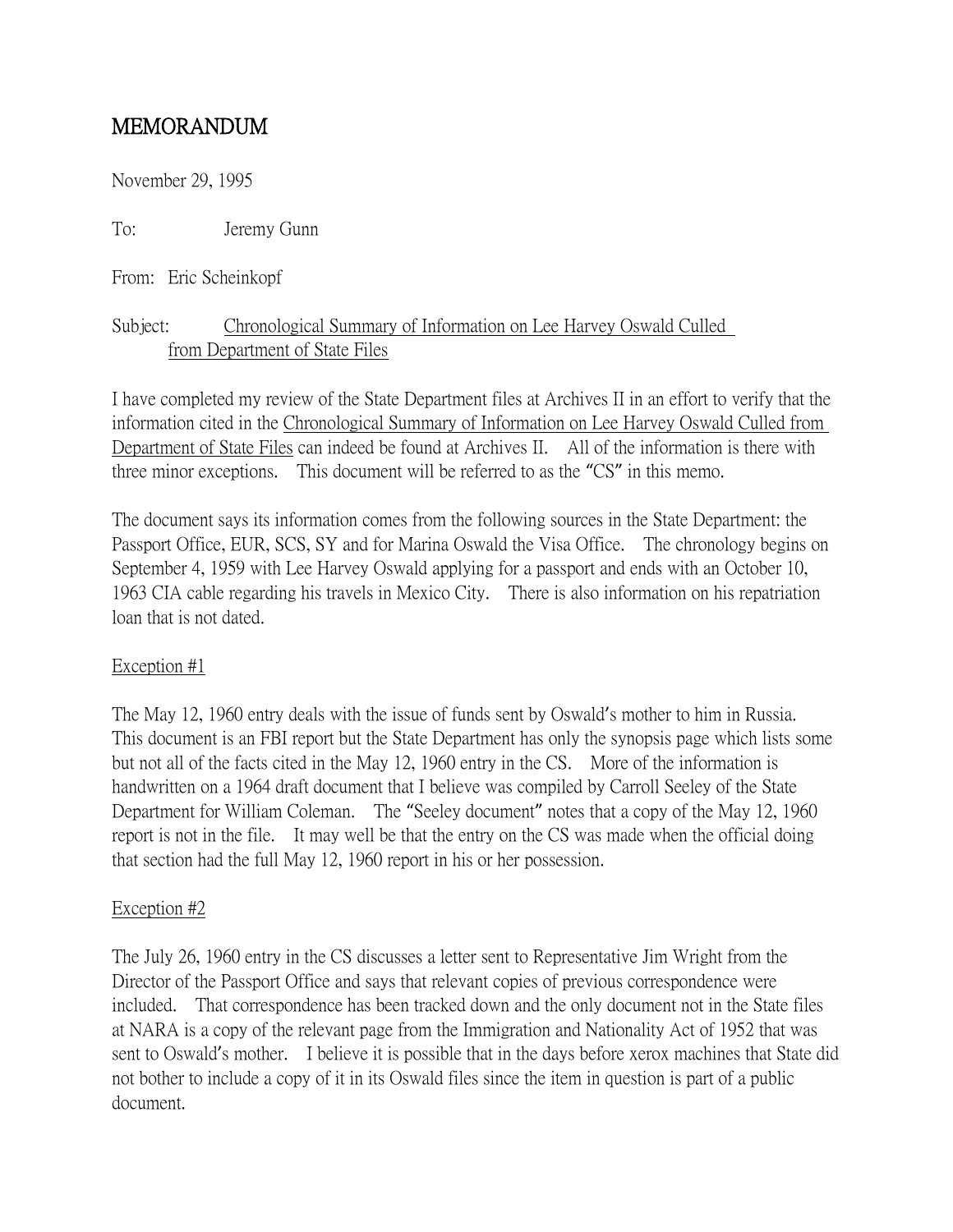# MEMORANDUM

November 29, 1995

To: Jeremy Gunn

From: Eric Scheinkopf

Subject: Chronological Summary of Information on Lee Harvey Oswald Culled from Department of State Files

I have completed my review of the State Department files at Archives II in an effort to verify that the information cited in the Chronological Summary of Information on Lee Harvey Oswald Culled from Department of State Files can indeed be found at Archives II. All of the information is there with three minor exceptions. This document will be referred to as the "CS" in this memo.

The document says its information comes from the following sources in the State Department: the Passport Office, EUR, SCS, SY and for Marina Oswald the Visa Office. The chronology begins on September 4, 1959 with Lee Harvey Oswald applying for a passport and ends with an October 10, 1963 CIA cable regarding his travels in Mexico City. There is also information on his repatriation loan that is not dated.

## Exception #1

The May 12, 1960 entry deals with the issue of funds sent by Oswald's mother to him in Russia. This document is an FBI report but the State Department has only the synopsis page which lists some but not all of the facts cited in the May 12, 1960 entry in the CS. More of the information is handwritten on a 1964 draft document that I believe was compiled by Carroll Seeley of the State Department for William Coleman. The "Seeley document" notes that a copy of the May 12, 1960 report is not in the file. It may well be that the entry on the CS was made when the official doing that section had the full May 12, 1960 report in his or her possession.

## Exception #2

The July 26, 1960 entry in the CS discusses a letter sent to Representative Jim Wright from the Director of the Passport Office and says that relevant copies of previous correspondence were included. That correspondence has been tracked down and the only document not in the State files at NARA is a copy of the relevant page from the Immigration and Nationality Act of 1952 that was sent to Oswald's mother. I believe it is possible that in the days before xerox machines that State did not bother to include a copy of it in its Oswald files since the item in question is part of a public document.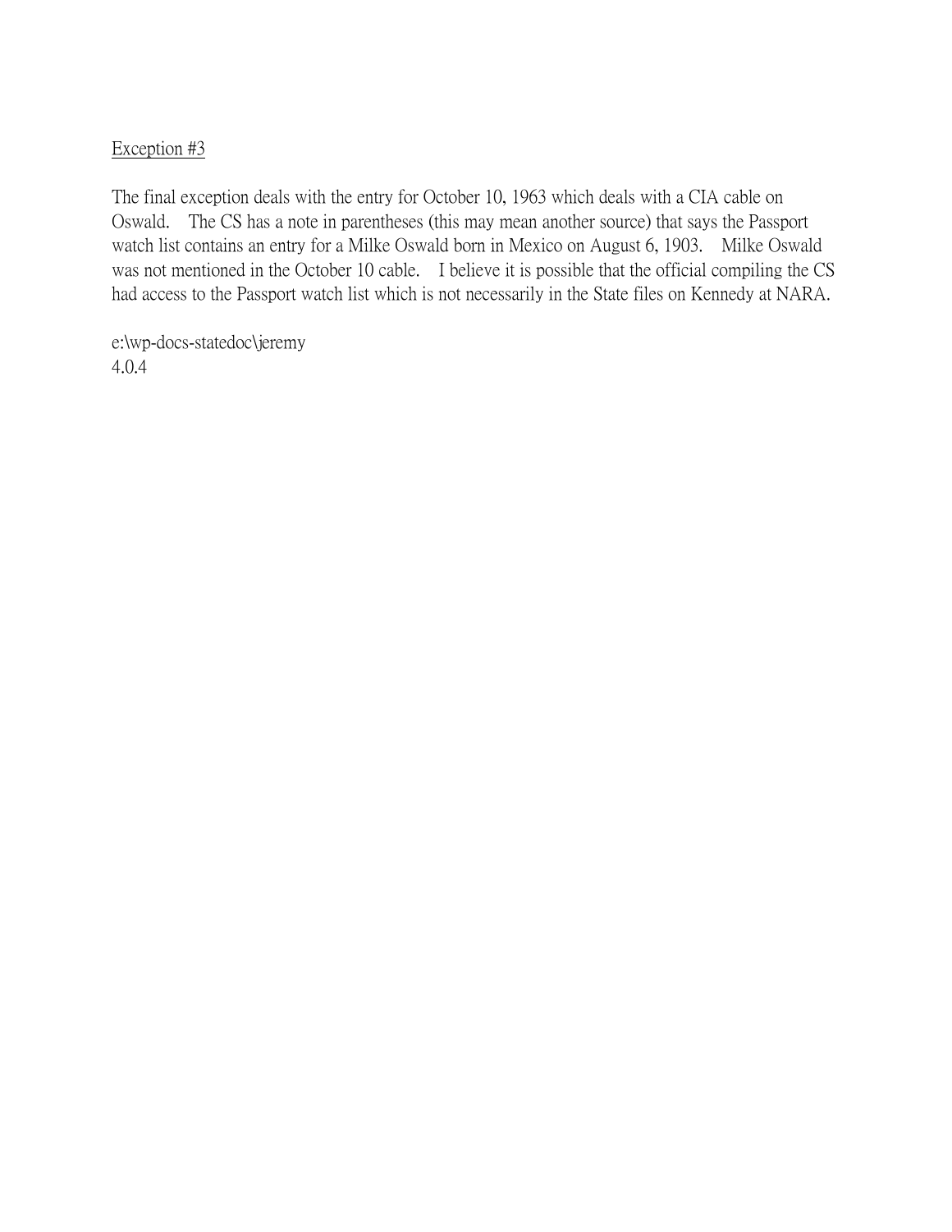Exception #3

The final exception deals with the entry for October 10, 1963 which deals with a CIA cable on Oswald. The CS has a note in parentheses (this may mean another source) that says the Passport watch list contains an entry for a Milke Oswald born in Mexico on August 6, 1903. Milke Oswald was not mentioned in the October 10 cable. I believe it is possible that the official compiling the CS had access to the Passport watch list which is not necessarily in the State files on Kennedy at NARA.

e:\wp-docs-statedoc\jeremy
4.0.4